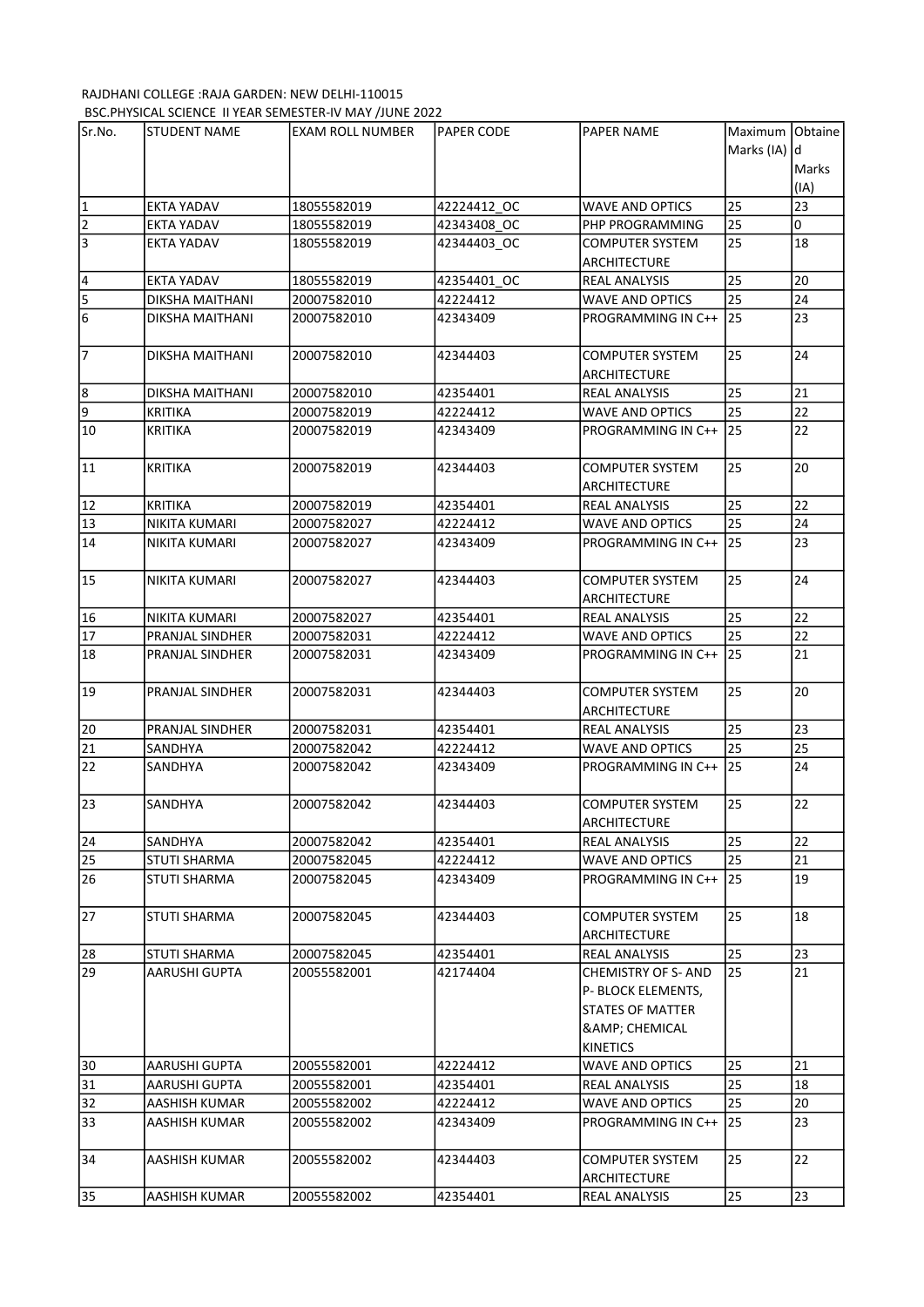RAJDHANI COLLEGE :RAJA GARDEN: NEW DELHI-110015

BSC.PHYSICAL SCIENCE II YEAR SEMESTER-IV MAY /JUNE 2022

| Sr.No. | STUDENT NAME | EXAM ROLL NUMBER | PAPER CODE | PAPER NAME | Maximum Marks (IA) | Obtained Marks (IA) |
|---|---|---|---|---|---|---|
| 1 | EKTA YADAV | 18055582019 | 42224412_OC | WAVE AND OPTICS | 25 | 23 |
| 2 | EKTA YADAV | 18055582019 | 42343408_OC | PHP PROGRAMMING | 25 | 0 |
| 3 | EKTA YADAV | 18055582019 | 42344403_OC | COMPUTER SYSTEM ARCHITECTURE | 25 | 18 |
| 4 | EKTA YADAV | 18055582019 | 42354401_OC | REAL ANALYSIS | 25 | 20 |
| 5 | DIKSHA MAITHANI | 20007582010 | 42224412 | WAVE AND OPTICS | 25 | 24 |
| 6 | DIKSHA MAITHANI | 20007582010 | 42343409 | PROGRAMMING IN C++ | 25 | 23 |
| 7 | DIKSHA MAITHANI | 20007582010 | 42344403 | COMPUTER SYSTEM ARCHITECTURE | 25 | 24 |
| 8 | DIKSHA MAITHANI | 20007582010 | 42354401 | REAL ANALYSIS | 25 | 21 |
| 9 | KRITIKA | 20007582019 | 42224412 | WAVE AND OPTICS | 25 | 22 |
| 10 | KRITIKA | 20007582019 | 42343409 | PROGRAMMING IN C++ | 25 | 22 |
| 11 | KRITIKA | 20007582019 | 42344403 | COMPUTER SYSTEM ARCHITECTURE | 25 | 20 |
| 12 | KRITIKA | 20007582019 | 42354401 | REAL ANALYSIS | 25 | 22 |
| 13 | NIKITA KUMARI | 20007582027 | 42224412 | WAVE AND OPTICS | 25 | 24 |
| 14 | NIKITA KUMARI | 20007582027 | 42343409 | PROGRAMMING IN C++ | 25 | 23 |
| 15 | NIKITA KUMARI | 20007582027 | 42344403 | COMPUTER SYSTEM ARCHITECTURE | 25 | 24 |
| 16 | NIKITA KUMARI | 20007582027 | 42354401 | REAL ANALYSIS | 25 | 22 |
| 17 | PRANJAL SINDHER | 20007582031 | 42224412 | WAVE AND OPTICS | 25 | 22 |
| 18 | PRANJAL SINDHER | 20007582031 | 42343409 | PROGRAMMING IN C++ | 25 | 21 |
| 19 | PRANJAL SINDHER | 20007582031 | 42344403 | COMPUTER SYSTEM ARCHITECTURE | 25 | 20 |
| 20 | PRANJAL SINDHER | 20007582031 | 42354401 | REAL ANALYSIS | 25 | 23 |
| 21 | SANDHYA | 20007582042 | 42224412 | WAVE AND OPTICS | 25 | 25 |
| 22 | SANDHYA | 20007582042 | 42343409 | PROGRAMMING IN C++ | 25 | 24 |
| 23 | SANDHYA | 20007582042 | 42344403 | COMPUTER SYSTEM ARCHITECTURE | 25 | 22 |
| 24 | SANDHYA | 20007582042 | 42354401 | REAL ANALYSIS | 25 | 22 |
| 25 | STUTI SHARMA | 20007582045 | 42224412 | WAVE AND OPTICS | 25 | 21 |
| 26 | STUTI SHARMA | 20007582045 | 42343409 | PROGRAMMING IN C++ | 25 | 19 |
| 27 | STUTI SHARMA | 20007582045 | 42344403 | COMPUTER SYSTEM ARCHITECTURE | 25 | 18 |
| 28 | STUTI SHARMA | 20007582045 | 42354401 | REAL ANALYSIS | 25 | 23 |
| 29 | AARUSHI GUPTA | 20055582001 | 42174404 | CHEMISTRY OF S- AND P- BLOCK ELEMENTS, STATES OF MATTER &AMP; CHEMICAL KINETICS | 25 | 21 |
| 30 | AARUSHI GUPTA | 20055582001 | 42224412 | WAVE AND OPTICS | 25 | 21 |
| 31 | AARUSHI GUPTA | 20055582001 | 42354401 | REAL ANALYSIS | 25 | 18 |
| 32 | AASHISH KUMAR | 20055582002 | 42224412 | WAVE AND OPTICS | 25 | 20 |
| 33 | AASHISH KUMAR | 20055582002 | 42343409 | PROGRAMMING IN C++ | 25 | 23 |
| 34 | AASHISH KUMAR | 20055582002 | 42344403 | COMPUTER SYSTEM ARCHITECTURE | 25 | 22 |
| 35 | AASHISH KUMAR | 20055582002 | 42354401 | REAL ANALYSIS | 25 | 23 |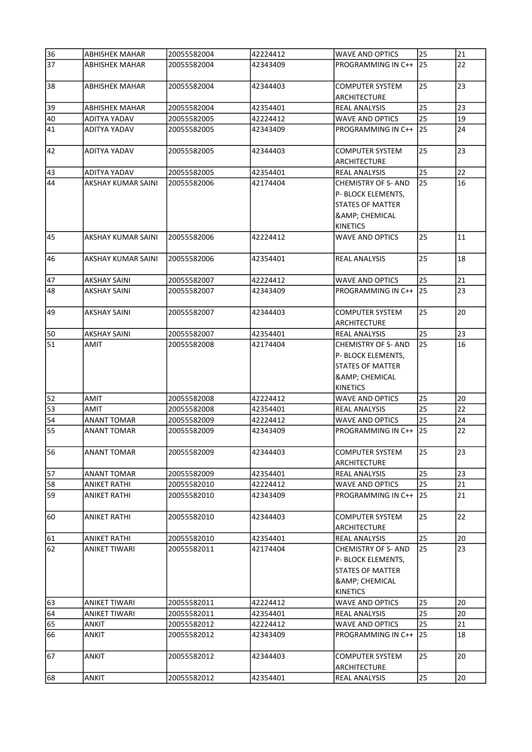| 36 | ABHISHEK MAHAR | 20055582004 | 42224412 | WAVE AND OPTICS | 25 | 21 |
|---|---|---|---|---|---|---|
| 37 | ABHISHEK MAHAR | 20055582004 | 42343409 | PROGRAMMING IN C++ | 25 | 22 |
| 38 | ABHISHEK MAHAR | 20055582004 | 42344403 | COMPUTER SYSTEM ARCHITECTURE | 25 | 23 |
| 39 | ABHISHEK MAHAR | 20055582004 | 42354401 | REAL ANALYSIS | 25 | 23 |
| 40 | ADITYA YADAV | 20055582005 | 42224412 | WAVE AND OPTICS | 25 | 19 |
| 41 | ADITYA YADAV | 20055582005 | 42343409 | PROGRAMMING IN C++ | 25 | 24 |
| 42 | ADITYA YADAV | 20055582005 | 42344403 | COMPUTER SYSTEM ARCHITECTURE | 25 | 23 |
| 43 | ADITYA YADAV | 20055582005 | 42354401 | REAL ANALYSIS | 25 | 22 |
| 44 | AKSHAY KUMAR SAINI | 20055582006 | 42174404 | CHEMISTRY OF S- AND P- BLOCK ELEMENTS, STATES OF MATTER &AMP; CHEMICAL KINETICS | 25 | 16 |
| 45 | AKSHAY KUMAR SAINI | 20055582006 | 42224412 | WAVE AND OPTICS | 25 | 11 |
| 46 | AKSHAY KUMAR SAINI | 20055582006 | 42354401 | REAL ANALYSIS | 25 | 18 |
| 47 | AKSHAY SAINI | 20055582007 | 42224412 | WAVE AND OPTICS | 25 | 21 |
| 48 | AKSHAY SAINI | 20055582007 | 42343409 | PROGRAMMING IN C++ | 25 | 23 |
| 49 | AKSHAY SAINI | 20055582007 | 42344403 | COMPUTER SYSTEM ARCHITECTURE | 25 | 20 |
| 50 | AKSHAY SAINI | 20055582007 | 42354401 | REAL ANALYSIS | 25 | 23 |
| 51 | AMIT | 20055582008 | 42174404 | CHEMISTRY OF S- AND P- BLOCK ELEMENTS, STATES OF MATTER &AMP; CHEMICAL KINETICS | 25 | 16 |
| 52 | AMIT | 20055582008 | 42224412 | WAVE AND OPTICS | 25 | 20 |
| 53 | AMIT | 20055582008 | 42354401 | REAL ANALYSIS | 25 | 22 |
| 54 | ANANT TOMAR | 20055582009 | 42224412 | WAVE AND OPTICS | 25 | 24 |
| 55 | ANANT TOMAR | 20055582009 | 42343409 | PROGRAMMING IN C++ | 25 | 22 |
| 56 | ANANT TOMAR | 20055582009 | 42344403 | COMPUTER SYSTEM ARCHITECTURE | 25 | 23 |
| 57 | ANANT TOMAR | 20055582009 | 42354401 | REAL ANALYSIS | 25 | 23 |
| 58 | ANIKET RATHI | 20055582010 | 42224412 | WAVE AND OPTICS | 25 | 21 |
| 59 | ANIKET RATHI | 20055582010 | 42343409 | PROGRAMMING IN C++ | 25 | 21 |
| 60 | ANIKET RATHI | 20055582010 | 42344403 | COMPUTER SYSTEM ARCHITECTURE | 25 | 22 |
| 61 | ANIKET RATHI | 20055582010 | 42354401 | REAL ANALYSIS | 25 | 20 |
| 62 | ANIKET TIWARI | 20055582011 | 42174404 | CHEMISTRY OF S- AND P- BLOCK ELEMENTS, STATES OF MATTER &AMP; CHEMICAL KINETICS | 25 | 23 |
| 63 | ANIKET TIWARI | 20055582011 | 42224412 | WAVE AND OPTICS | 25 | 20 |
| 64 | ANIKET TIWARI | 20055582011 | 42354401 | REAL ANALYSIS | 25 | 20 |
| 65 | ANKIT | 20055582012 | 42224412 | WAVE AND OPTICS | 25 | 21 |
| 66 | ANKIT | 20055582012 | 42343409 | PROGRAMMING IN C++ | 25 | 18 |
| 67 | ANKIT | 20055582012 | 42344403 | COMPUTER SYSTEM ARCHITECTURE | 25 | 20 |
| 68 | ANKIT | 20055582012 | 42354401 | REAL ANALYSIS | 25 | 20 |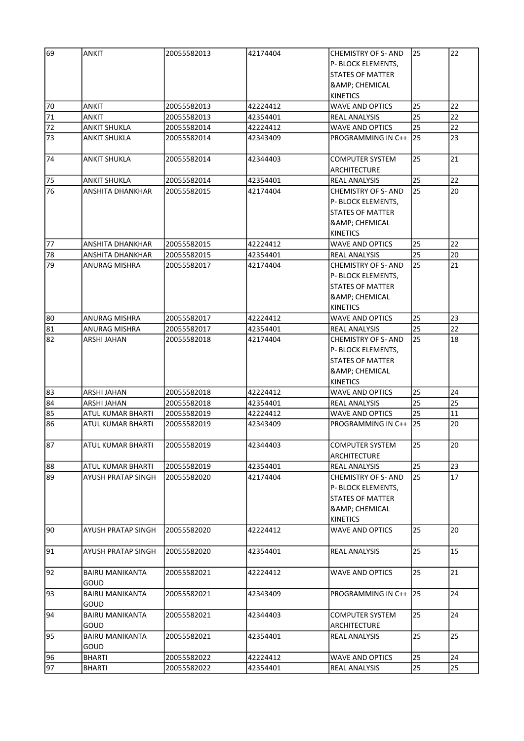| 69 | ANKIT | 20055582013 | 42174404 | CHEMISTRY OF S- AND P- BLOCK ELEMENTS, STATES OF MATTER &AMP; CHEMICAL KINETICS | 25 | 22 |
|---|---|---|---|---|---|---|
| 70 | ANKIT | 20055582013 | 42224412 | WAVE AND OPTICS | 25 | 22 |
| 71 | ANKIT | 20055582013 | 42354401 | REAL ANALYSIS | 25 | 22 |
| 72 | ANKIT SHUKLA | 20055582014 | 42224412 | WAVE AND OPTICS | 25 | 22 |
| 73 | ANKIT SHUKLA | 20055582014 | 42343409 | PROGRAMMING IN C++ | 25 | 23 |
| 74 | ANKIT SHUKLA | 20055582014 | 42344403 | COMPUTER SYSTEM ARCHITECTURE | 25 | 21 |
| 75 | ANKIT SHUKLA | 20055582014 | 42354401 | REAL ANALYSIS | 25 | 22 |
| 76 | ANSHITA DHANKHAR | 20055582015 | 42174404 | CHEMISTRY OF S- AND P- BLOCK ELEMENTS, STATES OF MATTER &AMP; CHEMICAL KINETICS | 25 | 20 |
| 77 | ANSHITA DHANKHAR | 20055582015 | 42224412 | WAVE AND OPTICS | 25 | 22 |
| 78 | ANSHITA DHANKHAR | 20055582015 | 42354401 | REAL ANALYSIS | 25 | 20 |
| 79 | ANURAG MISHRA | 20055582017 | 42174404 | CHEMISTRY OF S- AND P- BLOCK ELEMENTS, STATES OF MATTER &AMP; CHEMICAL KINETICS | 25 | 21 |
| 80 | ANURAG MISHRA | 20055582017 | 42224412 | WAVE AND OPTICS | 25 | 23 |
| 81 | ANURAG MISHRA | 20055582017 | 42354401 | REAL ANALYSIS | 25 | 22 |
| 82 | ARSHI JAHAN | 20055582018 | 42174404 | CHEMISTRY OF S- AND P- BLOCK ELEMENTS, STATES OF MATTER &AMP; CHEMICAL KINETICS | 25 | 18 |
| 83 | ARSHI JAHAN | 20055582018 | 42224412 | WAVE AND OPTICS | 25 | 24 |
| 84 | ARSHI JAHAN | 20055582018 | 42354401 | REAL ANALYSIS | 25 | 25 |
| 85 | ATUL KUMAR BHARTI | 20055582019 | 42224412 | WAVE AND OPTICS | 25 | 11 |
| 86 | ATUL KUMAR BHARTI | 20055582019 | 42343409 | PROGRAMMING IN C++ | 25 | 20 |
| 87 | ATUL KUMAR BHARTI | 20055582019 | 42344403 | COMPUTER SYSTEM ARCHITECTURE | 25 | 20 |
| 88 | ATUL KUMAR BHARTI | 20055582019 | 42354401 | REAL ANALYSIS | 25 | 23 |
| 89 | AYUSH PRATAP SINGH | 20055582020 | 42174404 | CHEMISTRY OF S- AND P- BLOCK ELEMENTS, STATES OF MATTER &AMP; CHEMICAL KINETICS | 25 | 17 |
| 90 | AYUSH PRATAP SINGH | 20055582020 | 42224412 | WAVE AND OPTICS | 25 | 20 |
| 91 | AYUSH PRATAP SINGH | 20055582020 | 42354401 | REAL ANALYSIS | 25 | 15 |
| 92 | BAIRU MANIKANTA GOUD | 20055582021 | 42224412 | WAVE AND OPTICS | 25 | 21 |
| 93 | BAIRU MANIKANTA GOUD | 20055582021 | 42343409 | PROGRAMMING IN C++ | 25 | 24 |
| 94 | BAIRU MANIKANTA GOUD | 20055582021 | 42344403 | COMPUTER SYSTEM ARCHITECTURE | 25 | 24 |
| 95 | BAIRU MANIKANTA GOUD | 20055582021 | 42354401 | REAL ANALYSIS | 25 | 25 |
| 96 | BHARTI | 20055582022 | 42224412 | WAVE AND OPTICS | 25 | 24 |
| 97 | BHARTI | 20055582022 | 42354401 | REAL ANALYSIS | 25 | 25 |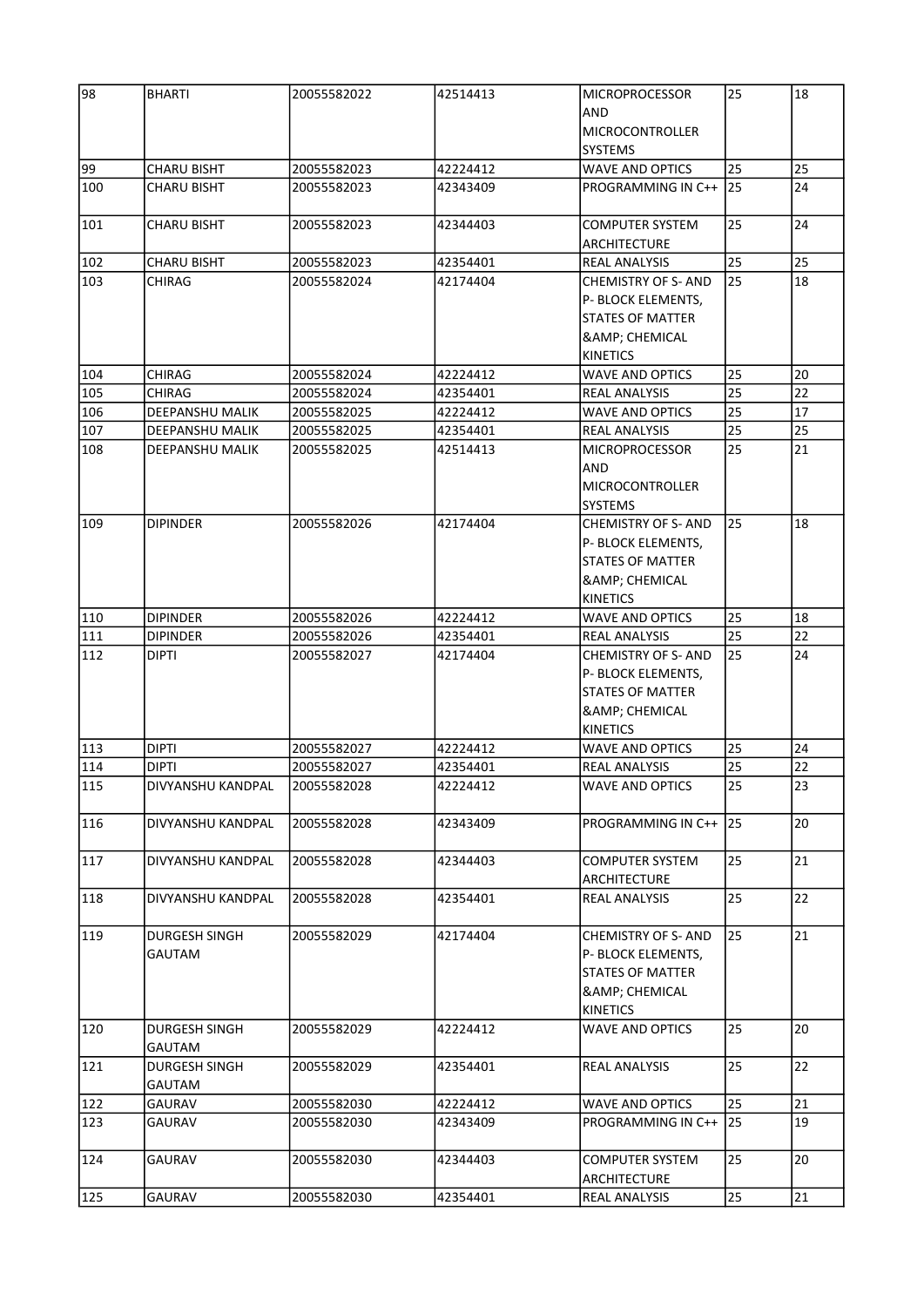| 98 | BHARTI | 20055582022 | 42514413 | MICROPROCESSOR AND MICROCONTROLLER SYSTEMS | 25 | 18 |
|---|---|---|---|---|---|---|
| 99 | CHARU BISHT | 20055582023 | 42224412 | WAVE AND OPTICS | 25 | 25 |
| 100 | CHARU BISHT | 20055582023 | 42343409 | PROGRAMMING IN C++ | 25 | 24 |
| 101 | CHARU BISHT | 20055582023 | 42344403 | COMPUTER SYSTEM ARCHITECTURE | 25 | 24 |
| 102 | CHARU BISHT | 20055582023 | 42354401 | REAL ANALYSIS | 25 | 25 |
| 103 | CHIRAG | 20055582024 | 42174404 | CHEMISTRY OF S- AND P- BLOCK ELEMENTS, STATES OF MATTER &AMP; CHEMICAL KINETICS | 25 | 18 |
| 104 | CHIRAG | 20055582024 | 42224412 | WAVE AND OPTICS | 25 | 20 |
| 105 | CHIRAG | 20055582024 | 42354401 | REAL ANALYSIS | 25 | 22 |
| 106 | DEEPANSHU MALIK | 20055582025 | 42224412 | WAVE AND OPTICS | 25 | 17 |
| 107 | DEEPANSHU MALIK | 20055582025 | 42354401 | REAL ANALYSIS | 25 | 25 |
| 108 | DEEPANSHU MALIK | 20055582025 | 42514413 | MICROPROCESSOR AND MICROCONTROLLER SYSTEMS | 25 | 21 |
| 109 | DIPINDER | 20055582026 | 42174404 | CHEMISTRY OF S- AND P- BLOCK ELEMENTS, STATES OF MATTER &AMP; CHEMICAL KINETICS | 25 | 18 |
| 110 | DIPINDER | 20055582026 | 42224412 | WAVE AND OPTICS | 25 | 18 |
| 111 | DIPINDER | 20055582026 | 42354401 | REAL ANALYSIS | 25 | 22 |
| 112 | DIPTI | 20055582027 | 42174404 | CHEMISTRY OF S- AND P- BLOCK ELEMENTS, STATES OF MATTER &AMP; CHEMICAL KINETICS | 25 | 24 |
| 113 | DIPTI | 20055582027 | 42224412 | WAVE AND OPTICS | 25 | 24 |
| 114 | DIPTI | 20055582027 | 42354401 | REAL ANALYSIS | 25 | 22 |
| 115 | DIVYANSHU KANDPAL | 20055582028 | 42224412 | WAVE AND OPTICS | 25 | 23 |
| 116 | DIVYANSHU KANDPAL | 20055582028 | 42343409 | PROGRAMMING IN C++ | 25 | 20 |
| 117 | DIVYANSHU KANDPAL | 20055582028 | 42344403 | COMPUTER SYSTEM ARCHITECTURE | 25 | 21 |
| 118 | DIVYANSHU KANDPAL | 20055582028 | 42354401 | REAL ANALYSIS | 25 | 22 |
| 119 | DURGESH SINGH GAUTAM | 20055582029 | 42174404 | CHEMISTRY OF S- AND P- BLOCK ELEMENTS, STATES OF MATTER &AMP; CHEMICAL KINETICS | 25 | 21 |
| 120 | DURGESH SINGH GAUTAM | 20055582029 | 42224412 | WAVE AND OPTICS | 25 | 20 |
| 121 | DURGESH SINGH GAUTAM | 20055582029 | 42354401 | REAL ANALYSIS | 25 | 22 |
| 122 | GAURAV | 20055582030 | 42224412 | WAVE AND OPTICS | 25 | 21 |
| 123 | GAURAV | 20055582030 | 42343409 | PROGRAMMING IN C++ | 25 | 19 |
| 124 | GAURAV | 20055582030 | 42344403 | COMPUTER SYSTEM ARCHITECTURE | 25 | 20 |
| 125 | GAURAV | 20055582030 | 42354401 | REAL ANALYSIS | 25 | 21 |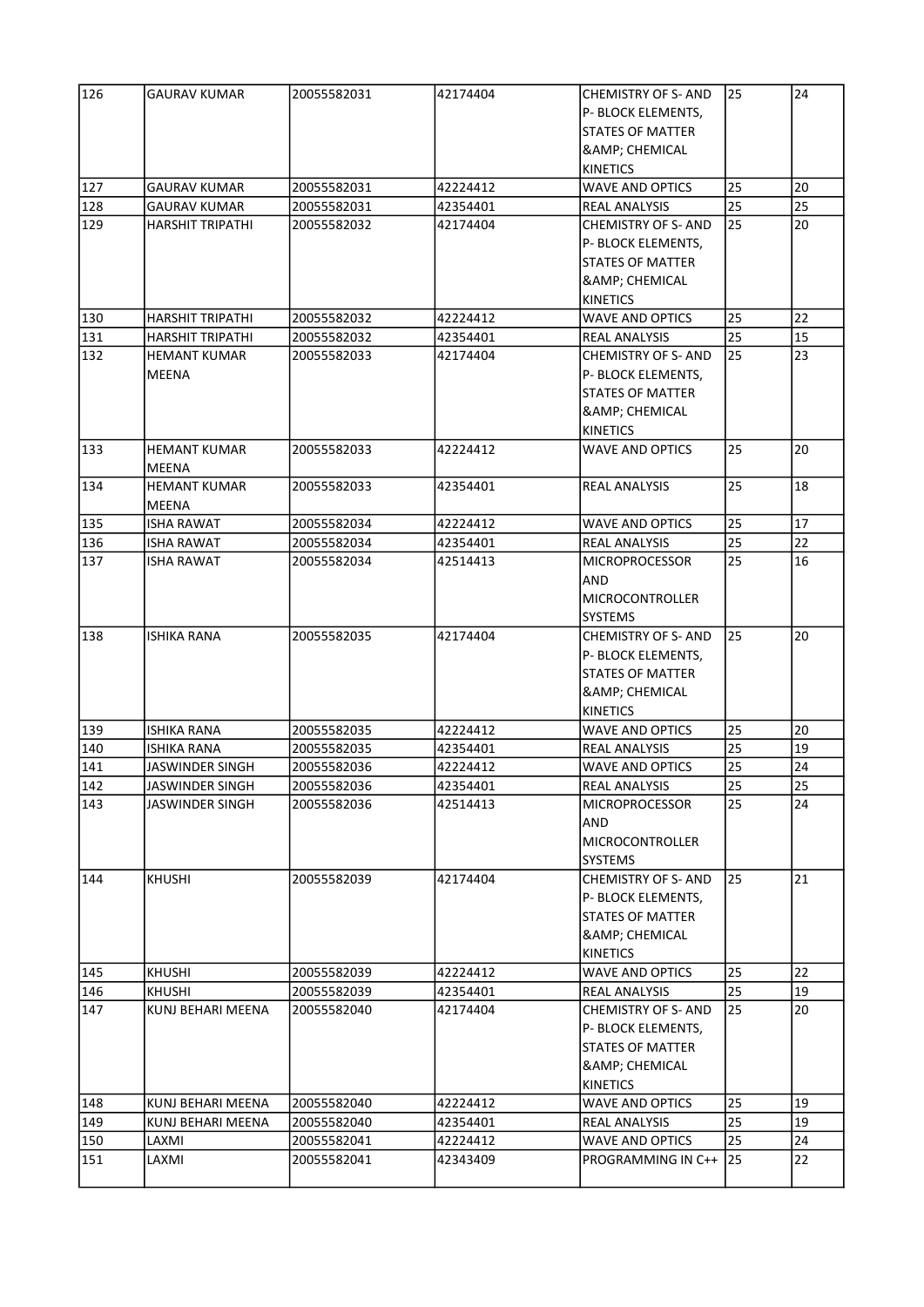| 126 | GAURAV KUMAR | 20055582031 | 42174404 | CHEMISTRY OF S- AND P- BLOCK ELEMENTS, STATES OF MATTER &AMP; CHEMICAL KINETICS | 25 | 24 |
|---|---|---|---|---|---|---|
| 127 | GAURAV KUMAR | 20055582031 | 42224412 | WAVE AND OPTICS | 25 | 20 |
| 128 | GAURAV KUMAR | 20055582031 | 42354401 | REAL ANALYSIS | 25 | 25 |
| 129 | HARSHIT TRIPATHI | 20055582032 | 42174404 | CHEMISTRY OF S- AND P- BLOCK ELEMENTS, STATES OF MATTER &AMP; CHEMICAL KINETICS | 25 | 20 |
| 130 | HARSHIT TRIPATHI | 20055582032 | 42224412 | WAVE AND OPTICS | 25 | 22 |
| 131 | HARSHIT TRIPATHI | 20055582032 | 42354401 | REAL ANALYSIS | 25 | 15 |
| 132 | HEMANT KUMAR MEENA | 20055582033 | 42174404 | CHEMISTRY OF S- AND P- BLOCK ELEMENTS, STATES OF MATTER &AMP; CHEMICAL KINETICS | 25 | 23 |
| 133 | HEMANT KUMAR MEENA | 20055582033 | 42224412 | WAVE AND OPTICS | 25 | 20 |
| 134 | HEMANT KUMAR MEENA | 20055582033 | 42354401 | REAL ANALYSIS | 25 | 18 |
| 135 | ISHA RAWAT | 20055582034 | 42224412 | WAVE AND OPTICS | 25 | 17 |
| 136 | ISHA RAWAT | 20055582034 | 42354401 | REAL ANALYSIS | 25 | 22 |
| 137 | ISHA RAWAT | 20055582034 | 42514413 | MICROPROCESSOR AND MICROCONTROLLER SYSTEMS | 25 | 16 |
| 138 | ISHIKA RANA | 20055582035 | 42174404 | CHEMISTRY OF S- AND P- BLOCK ELEMENTS, STATES OF MATTER &AMP; CHEMICAL KINETICS | 25 | 20 |
| 139 | ISHIKA RANA | 20055582035 | 42224412 | WAVE AND OPTICS | 25 | 20 |
| 140 | ISHIKA RANA | 20055582035 | 42354401 | REAL ANALYSIS | 25 | 19 |
| 141 | JASWINDER SINGH | 20055582036 | 42224412 | WAVE AND OPTICS | 25 | 24 |
| 142 | JASWINDER SINGH | 20055582036 | 42354401 | REAL ANALYSIS | 25 | 25 |
| 143 | JASWINDER SINGH | 20055582036 | 42514413 | MICROPROCESSOR AND MICROCONTROLLER SYSTEMS | 25 | 24 |
| 144 | KHUSHI | 20055582039 | 42174404 | CHEMISTRY OF S- AND P- BLOCK ELEMENTS, STATES OF MATTER &AMP; CHEMICAL KINETICS | 25 | 21 |
| 145 | KHUSHI | 20055582039 | 42224412 | WAVE AND OPTICS | 25 | 22 |
| 146 | KHUSHI | 20055582039 | 42354401 | REAL ANALYSIS | 25 | 19 |
| 147 | KUNJ BEHARI MEENA | 20055582040 | 42174404 | CHEMISTRY OF S- AND P- BLOCK ELEMENTS, STATES OF MATTER &AMP; CHEMICAL KINETICS | 25 | 20 |
| 148 | KUNJ BEHARI MEENA | 20055582040 | 42224412 | WAVE AND OPTICS | 25 | 19 |
| 149 | KUNJ BEHARI MEENA | 20055582040 | 42354401 | REAL ANALYSIS | 25 | 19 |
| 150 | LAXMI | 20055582041 | 42224412 | WAVE AND OPTICS | 25 | 24 |
| 151 | LAXMI | 20055582041 | 42343409 | PROGRAMMING IN C++ | 25 | 22 |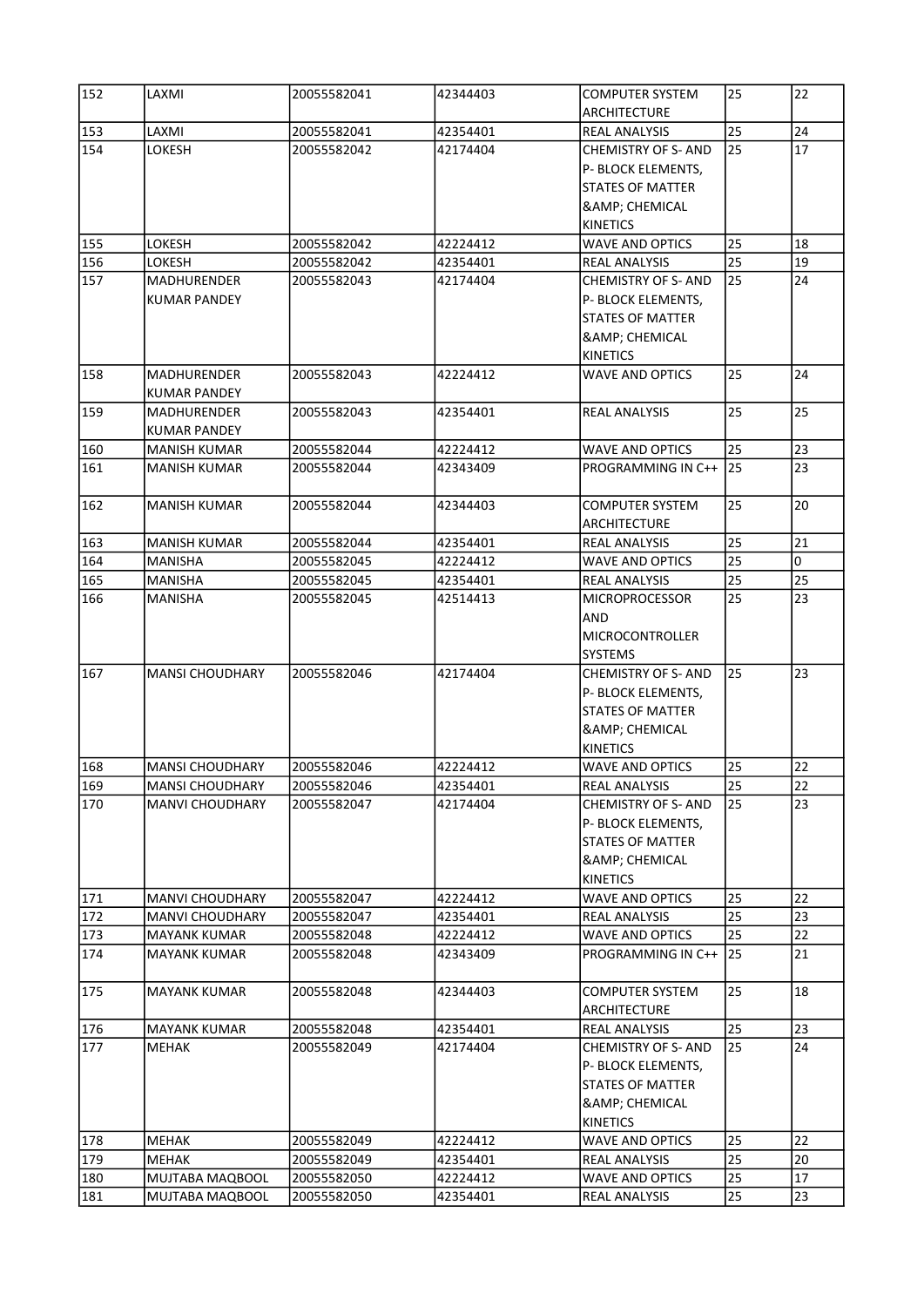| 152 | LAXMI | 20055582041 | 42344403 | COMPUTER SYSTEM ARCHITECTURE | 25 | 22 |
|---|---|---|---|---|---|---|
| 153 | LAXMI | 20055582041 | 42354401 | REAL ANALYSIS | 25 | 24 |
| 154 | LOKESH | 20055582042 | 42174404 | CHEMISTRY OF S- AND P- BLOCK ELEMENTS, STATES OF MATTER &AMP; CHEMICAL KINETICS | 25 | 17 |
| 155 | LOKESH | 20055582042 | 42224412 | WAVE AND OPTICS | 25 | 18 |
| 156 | LOKESH | 20055582042 | 42354401 | REAL ANALYSIS | 25 | 19 |
| 157 | MADHURENDER KUMAR PANDEY | 20055582043 | 42174404 | CHEMISTRY OF S- AND P- BLOCK ELEMENTS, STATES OF MATTER &AMP; CHEMICAL KINETICS | 25 | 24 |
| 158 | MADHURENDER KUMAR PANDEY | 20055582043 | 42224412 | WAVE AND OPTICS | 25 | 24 |
| 159 | MADHURENDER KUMAR PANDEY | 20055582043 | 42354401 | REAL ANALYSIS | 25 | 25 |
| 160 | MANISH KUMAR | 20055582044 | 42224412 | WAVE AND OPTICS | 25 | 23 |
| 161 | MANISH KUMAR | 20055582044 | 42343409 | PROGRAMMING IN C++ | 25 | 23 |
| 162 | MANISH KUMAR | 20055582044 | 42344403 | COMPUTER SYSTEM ARCHITECTURE | 25 | 20 |
| 163 | MANISH KUMAR | 20055582044 | 42354401 | REAL ANALYSIS | 25 | 21 |
| 164 | MANISHA | 20055582045 | 42224412 | WAVE AND OPTICS | 25 | 0 |
| 165 | MANISHA | 20055582045 | 42354401 | REAL ANALYSIS | 25 | 25 |
| 166 | MANISHA | 20055582045 | 42514413 | MICROPROCESSOR AND MICROCONTROLLER SYSTEMS | 25 | 23 |
| 167 | MANSI CHOUDHARY | 20055582046 | 42174404 | CHEMISTRY OF S- AND P- BLOCK ELEMENTS, STATES OF MATTER &AMP; CHEMICAL KINETICS | 25 | 23 |
| 168 | MANSI CHOUDHARY | 20055582046 | 42224412 | WAVE AND OPTICS | 25 | 22 |
| 169 | MANSI CHOUDHARY | 20055582046 | 42354401 | REAL ANALYSIS | 25 | 22 |
| 170 | MANVI CHOUDHARY | 20055582047 | 42174404 | CHEMISTRY OF S- AND P- BLOCK ELEMENTS, STATES OF MATTER &AMP; CHEMICAL KINETICS | 25 | 23 |
| 171 | MANVI CHOUDHARY | 20055582047 | 42224412 | WAVE AND OPTICS | 25 | 22 |
| 172 | MANVI CHOUDHARY | 20055582047 | 42354401 | REAL ANALYSIS | 25 | 23 |
| 173 | MAYANK KUMAR | 20055582048 | 42224412 | WAVE AND OPTICS | 25 | 22 |
| 174 | MAYANK KUMAR | 20055582048 | 42343409 | PROGRAMMING IN C++ | 25 | 21 |
| 175 | MAYANK KUMAR | 20055582048 | 42344403 | COMPUTER SYSTEM ARCHITECTURE | 25 | 18 |
| 176 | MAYANK KUMAR | 20055582048 | 42354401 | REAL ANALYSIS | 25 | 23 |
| 177 | MEHAK | 20055582049 | 42174404 | CHEMISTRY OF S- AND P- BLOCK ELEMENTS, STATES OF MATTER &AMP; CHEMICAL KINETICS | 25 | 24 |
| 178 | MEHAK | 20055582049 | 42224412 | WAVE AND OPTICS | 25 | 22 |
| 179 | MEHAK | 20055582049 | 42354401 | REAL ANALYSIS | 25 | 20 |
| 180 | MUJTABA MAQBOOL | 20055582050 | 42224412 | WAVE AND OPTICS | 25 | 17 |
| 181 | MUJTABA MAQBOOL | 20055582050 | 42354401 | REAL ANALYSIS | 25 | 23 |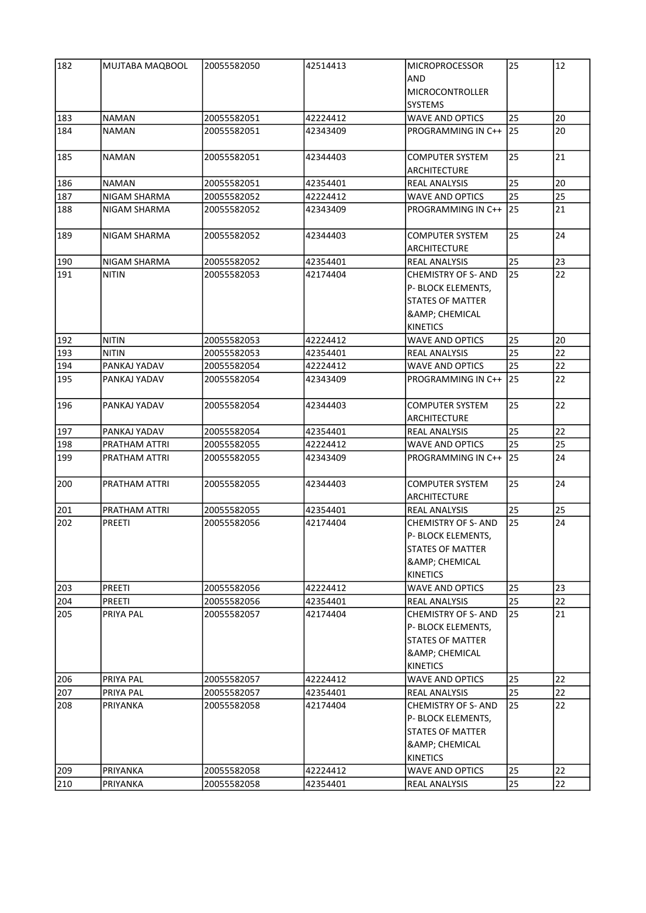| 182 | MUJTABA MAQBOOL | 20055582050 | 42514413 | MICROPROCESSOR AND MICROCONTROLLER SYSTEMS | 25 | 12 |
|---|---|---|---|---|---|---|
| 183 | NAMAN | 20055582051 | 42224412 | WAVE AND OPTICS | 25 | 20 |
| 184 | NAMAN | 20055582051 | 42343409 | PROGRAMMING IN C++ | 25 | 20 |
| 185 | NAMAN | 20055582051 | 42344403 | COMPUTER SYSTEM ARCHITECTURE | 25 | 21 |
| 186 | NAMAN | 20055582051 | 42354401 | REAL ANALYSIS | 25 | 20 |
| 187 | NIGAM SHARMA | 20055582052 | 42224412 | WAVE AND OPTICS | 25 | 25 |
| 188 | NIGAM SHARMA | 20055582052 | 42343409 | PROGRAMMING IN C++ | 25 | 21 |
| 189 | NIGAM SHARMA | 20055582052 | 42344403 | COMPUTER SYSTEM ARCHITECTURE | 25 | 24 |
| 190 | NIGAM SHARMA | 20055582052 | 42354401 | REAL ANALYSIS | 25 | 23 |
| 191 | NITIN | 20055582053 | 42174404 | CHEMISTRY OF S- AND P- BLOCK ELEMENTS, STATES OF MATTER &AMP; CHEMICAL KINETICS | 25 | 22 |
| 192 | NITIN | 20055582053 | 42224412 | WAVE AND OPTICS | 25 | 20 |
| 193 | NITIN | 20055582053 | 42354401 | REAL ANALYSIS | 25 | 22 |
| 194 | PANKAJ YADAV | 20055582054 | 42224412 | WAVE AND OPTICS | 25 | 22 |
| 195 | PANKAJ YADAV | 20055582054 | 42343409 | PROGRAMMING IN C++ | 25 | 22 |
| 196 | PANKAJ YADAV | 20055582054 | 42344403 | COMPUTER SYSTEM ARCHITECTURE | 25 | 22 |
| 197 | PANKAJ YADAV | 20055582054 | 42354401 | REAL ANALYSIS | 25 | 22 |
| 198 | PRATHAM ATTRI | 20055582055 | 42224412 | WAVE AND OPTICS | 25 | 25 |
| 199 | PRATHAM ATTRI | 20055582055 | 42343409 | PROGRAMMING IN C++ | 25 | 24 |
| 200 | PRATHAM ATTRI | 20055582055 | 42344403 | COMPUTER SYSTEM ARCHITECTURE | 25 | 24 |
| 201 | PRATHAM ATTRI | 20055582055 | 42354401 | REAL ANALYSIS | 25 | 25 |
| 202 | PREETI | 20055582056 | 42174404 | CHEMISTRY OF S- AND P- BLOCK ELEMENTS, STATES OF MATTER &AMP; CHEMICAL KINETICS | 25 | 24 |
| 203 | PREETI | 20055582056 | 42224412 | WAVE AND OPTICS | 25 | 23 |
| 204 | PREETI | 20055582056 | 42354401 | REAL ANALYSIS | 25 | 22 |
| 205 | PRIYA PAL | 20055582057 | 42174404 | CHEMISTRY OF S- AND P- BLOCK ELEMENTS, STATES OF MATTER &AMP; CHEMICAL KINETICS | 25 | 21 |
| 206 | PRIYA PAL | 20055582057 | 42224412 | WAVE AND OPTICS | 25 | 22 |
| 207 | PRIYA PAL | 20055582057 | 42354401 | REAL ANALYSIS | 25 | 22 |
| 208 | PRIYANKA | 20055582058 | 42174404 | CHEMISTRY OF S- AND P- BLOCK ELEMENTS, STATES OF MATTER &AMP; CHEMICAL KINETICS | 25 | 22 |
| 209 | PRIYANKA | 20055582058 | 42224412 | WAVE AND OPTICS | 25 | 22 |
| 210 | PRIYANKA | 20055582058 | 42354401 | REAL ANALYSIS | 25 | 22 |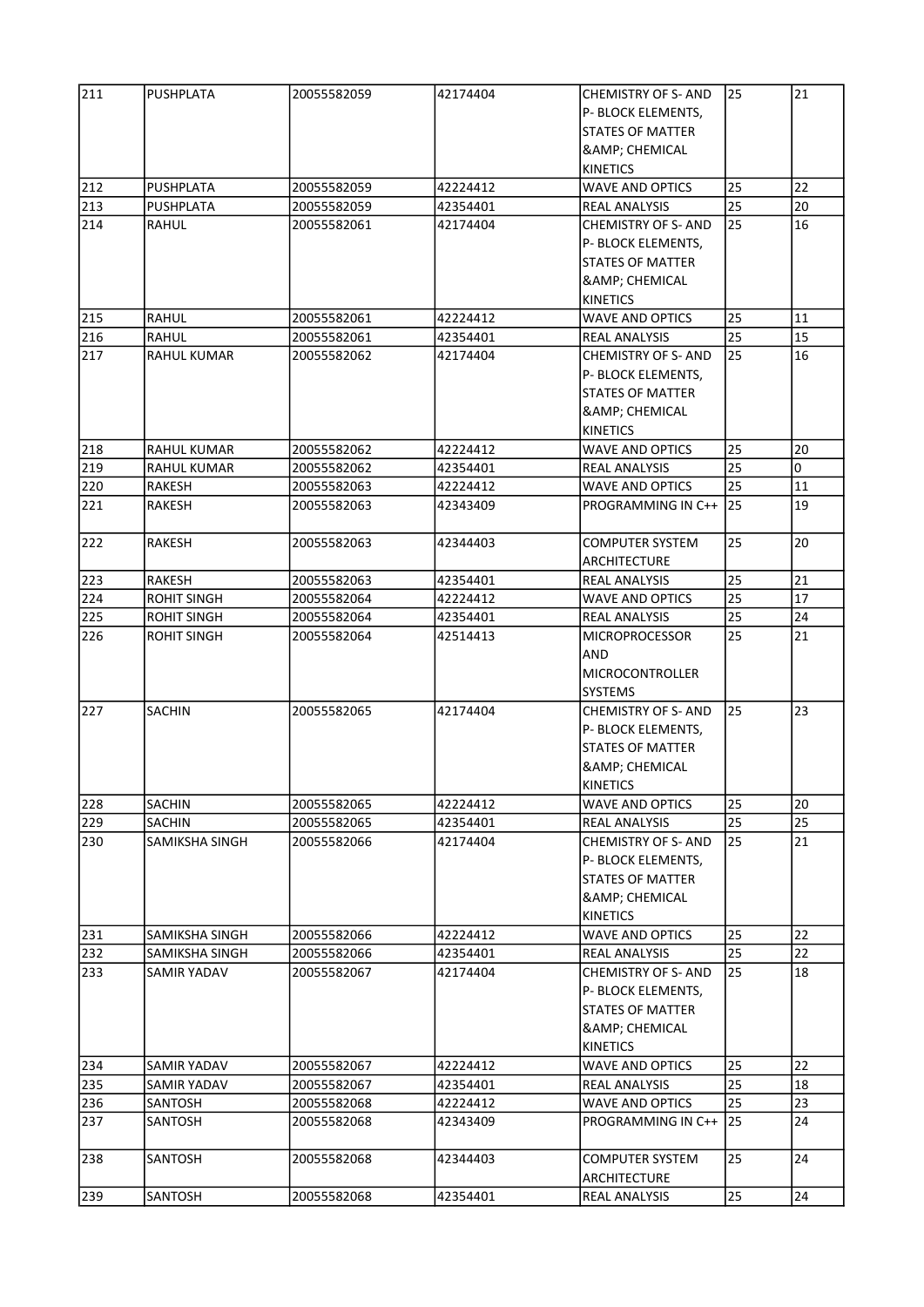| 211 | PUSHPLATA | 20055582059 | 42174404 | CHEMISTRY OF S- AND P- BLOCK ELEMENTS, STATES OF MATTER &AMP; CHEMICAL KINETICS | 25 | 21 |
|---|---|---|---|---|---|---|
| 212 | PUSHPLATA | 20055582059 | 42224412 | WAVE AND OPTICS | 25 | 22 |
| 213 | PUSHPLATA | 20055582059 | 42354401 | REAL ANALYSIS | 25 | 20 |
| 214 | RAHUL | 20055582061 | 42174404 | CHEMISTRY OF S- AND P- BLOCK ELEMENTS, STATES OF MATTER &AMP; CHEMICAL KINETICS | 25 | 16 |
| 215 | RAHUL | 20055582061 | 42224412 | WAVE AND OPTICS | 25 | 11 |
| 216 | RAHUL | 20055582061 | 42354401 | REAL ANALYSIS | 25 | 15 |
| 217 | RAHUL KUMAR | 20055582062 | 42174404 | CHEMISTRY OF S- AND P- BLOCK ELEMENTS, STATES OF MATTER &AMP; CHEMICAL KINETICS | 25 | 16 |
| 218 | RAHUL KUMAR | 20055582062 | 42224412 | WAVE AND OPTICS | 25 | 20 |
| 219 | RAHUL KUMAR | 20055582062 | 42354401 | REAL ANALYSIS | 25 | 0 |
| 220 | RAKESH | 20055582063 | 42224412 | WAVE AND OPTICS | 25 | 11 |
| 221 | RAKESH | 20055582063 | 42343409 | PROGRAMMING IN C++ | 25 | 19 |
| 222 | RAKESH | 20055582063 | 42344403 | COMPUTER SYSTEM ARCHITECTURE | 25 | 20 |
| 223 | RAKESH | 20055582063 | 42354401 | REAL ANALYSIS | 25 | 21 |
| 224 | ROHIT SINGH | 20055582064 | 42224412 | WAVE AND OPTICS | 25 | 17 |
| 225 | ROHIT SINGH | 20055582064 | 42354401 | REAL ANALYSIS | 25 | 24 |
| 226 | ROHIT SINGH | 20055582064 | 42514413 | MICROPROCESSOR AND MICROCONTROLLER SYSTEMS | 25 | 21 |
| 227 | SACHIN | 20055582065 | 42174404 | CHEMISTRY OF S- AND P- BLOCK ELEMENTS, STATES OF MATTER &AMP; CHEMICAL KINETICS | 25 | 23 |
| 228 | SACHIN | 20055582065 | 42224412 | WAVE AND OPTICS | 25 | 20 |
| 229 | SACHIN | 20055582065 | 42354401 | REAL ANALYSIS | 25 | 25 |
| 230 | SAMIKSHA SINGH | 20055582066 | 42174404 | CHEMISTRY OF S- AND P- BLOCK ELEMENTS, STATES OF MATTER &AMP; CHEMICAL KINETICS | 25 | 21 |
| 231 | SAMIKSHA SINGH | 20055582066 | 42224412 | WAVE AND OPTICS | 25 | 22 |
| 232 | SAMIKSHA SINGH | 20055582066 | 42354401 | REAL ANALYSIS | 25 | 22 |
| 233 | SAMIR YADAV | 20055582067 | 42174404 | CHEMISTRY OF S- AND P- BLOCK ELEMENTS, STATES OF MATTER &AMP; CHEMICAL KINETICS | 25 | 18 |
| 234 | SAMIR YADAV | 20055582067 | 42224412 | WAVE AND OPTICS | 25 | 22 |
| 235 | SAMIR YADAV | 20055582067 | 42354401 | REAL ANALYSIS | 25 | 18 |
| 236 | SANTOSH | 20055582068 | 42224412 | WAVE AND OPTICS | 25 | 23 |
| 237 | SANTOSH | 20055582068 | 42343409 | PROGRAMMING IN C++ | 25 | 24 |
| 238 | SANTOSH | 20055582068 | 42344403 | COMPUTER SYSTEM ARCHITECTURE | 25 | 24 |
| 239 | SANTOSH | 20055582068 | 42354401 | REAL ANALYSIS | 25 | 24 |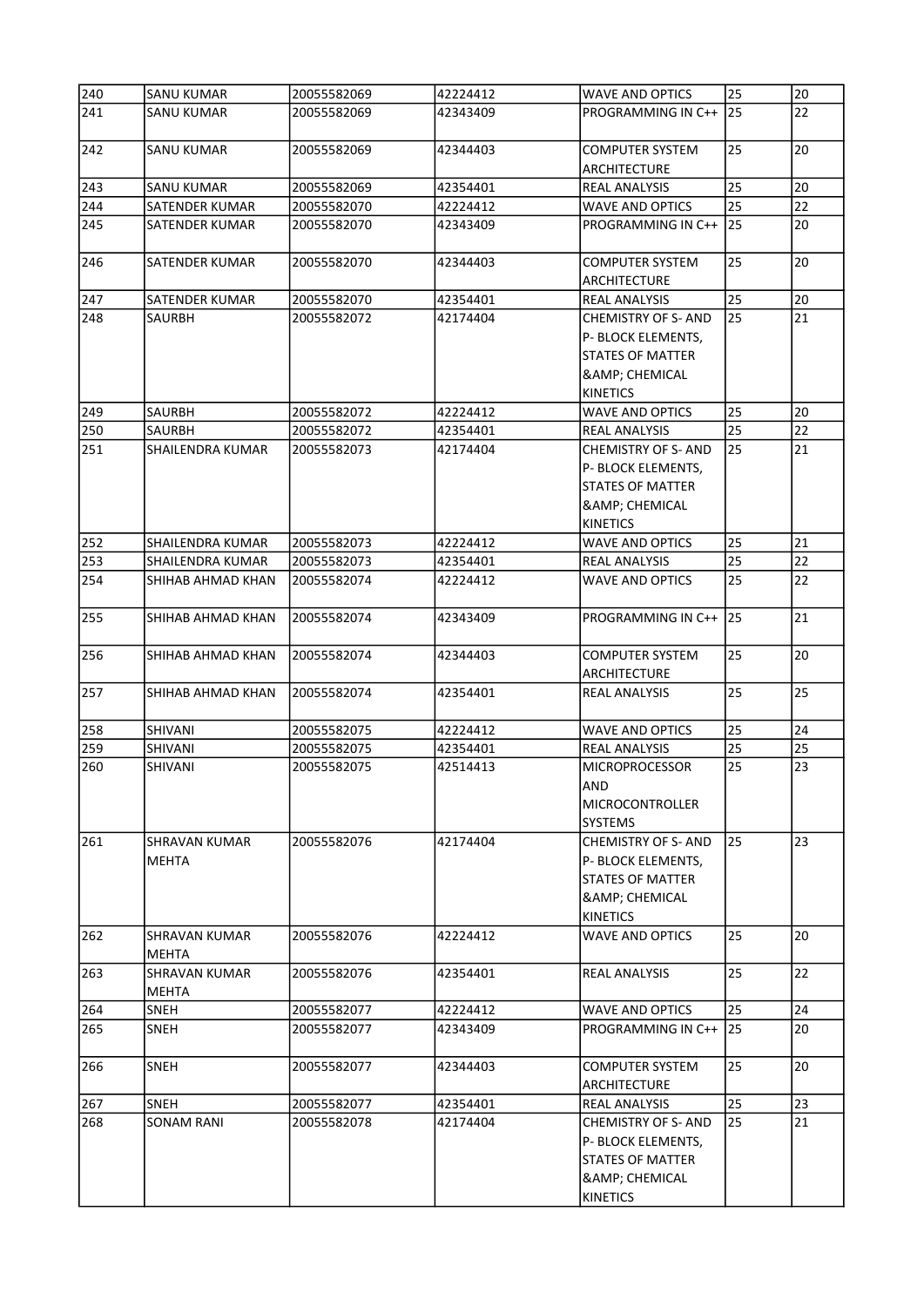| 240 | SANU KUMAR | 20055582069 | 42224412 | WAVE AND OPTICS | 25 | 20 |
|---|---|---|---|---|---|---|
| 241 | SANU KUMAR | 20055582069 | 42343409 | PROGRAMMING IN C++ | 25 | 22 |
| 242 | SANU KUMAR | 20055582069 | 42344403 | COMPUTER SYSTEM ARCHITECTURE | 25 | 20 |
| 243 | SANU KUMAR | 20055582069 | 42354401 | REAL ANALYSIS | 25 | 20 |
| 244 | SATENDER KUMAR | 20055582070 | 42224412 | WAVE AND OPTICS | 25 | 22 |
| 245 | SATENDER KUMAR | 20055582070 | 42343409 | PROGRAMMING IN C++ | 25 | 20 |
| 246 | SATENDER KUMAR | 20055582070 | 42344403 | COMPUTER SYSTEM ARCHITECTURE | 25 | 20 |
| 247 | SATENDER KUMAR | 20055582070 | 42354401 | REAL ANALYSIS | 25 | 20 |
| 248 | SAURBH | 20055582072 | 42174404 | CHEMISTRY OF S- AND P- BLOCK ELEMENTS, STATES OF MATTER &AMP; CHEMICAL KINETICS | 25 | 21 |
| 249 | SAURBH | 20055582072 | 42224412 | WAVE AND OPTICS | 25 | 20 |
| 250 | SAURBH | 20055582072 | 42354401 | REAL ANALYSIS | 25 | 22 |
| 251 | SHAILENDRA KUMAR | 20055582073 | 42174404 | CHEMISTRY OF S- AND P- BLOCK ELEMENTS, STATES OF MATTER &AMP; CHEMICAL KINETICS | 25 | 21 |
| 252 | SHAILENDRA KUMAR | 20055582073 | 42224412 | WAVE AND OPTICS | 25 | 21 |
| 253 | SHAILENDRA KUMAR | 20055582073 | 42354401 | REAL ANALYSIS | 25 | 22 |
| 254 | SHIHAB AHMAD KHAN | 20055582074 | 42224412 | WAVE AND OPTICS | 25 | 22 |
| 255 | SHIHAB AHMAD KHAN | 20055582074 | 42343409 | PROGRAMMING IN C++ | 25 | 21 |
| 256 | SHIHAB AHMAD KHAN | 20055582074 | 42344403 | COMPUTER SYSTEM ARCHITECTURE | 25 | 20 |
| 257 | SHIHAB AHMAD KHAN | 20055582074 | 42354401 | REAL ANALYSIS | 25 | 25 |
| 258 | SHIVANI | 20055582075 | 42224412 | WAVE AND OPTICS | 25 | 24 |
| 259 | SHIVANI | 20055582075 | 42354401 | REAL ANALYSIS | 25 | 25 |
| 260 | SHIVANI | 20055582075 | 42514413 | MICROPROCESSOR AND MICROCONTROLLER SYSTEMS | 25 | 23 |
| 261 | SHRAVAN KUMAR MEHTA | 20055582076 | 42174404 | CHEMISTRY OF S- AND P- BLOCK ELEMENTS, STATES OF MATTER &AMP; CHEMICAL KINETICS | 25 | 23 |
| 262 | SHRAVAN KUMAR MEHTA | 20055582076 | 42224412 | WAVE AND OPTICS | 25 | 20 |
| 263 | SHRAVAN KUMAR MEHTA | 20055582076 | 42354401 | REAL ANALYSIS | 25 | 22 |
| 264 | SNEH | 20055582077 | 42224412 | WAVE AND OPTICS | 25 | 24 |
| 265 | SNEH | 20055582077 | 42343409 | PROGRAMMING IN C++ | 25 | 20 |
| 266 | SNEH | 20055582077 | 42344403 | COMPUTER SYSTEM ARCHITECTURE | 25 | 20 |
| 267 | SNEH | 20055582077 | 42354401 | REAL ANALYSIS | 25 | 23 |
| 268 | SONAM RANI | 20055582078 | 42174404 | CHEMISTRY OF S- AND P- BLOCK ELEMENTS, STATES OF MATTER &AMP; CHEMICAL KINETICS | 25 | 21 |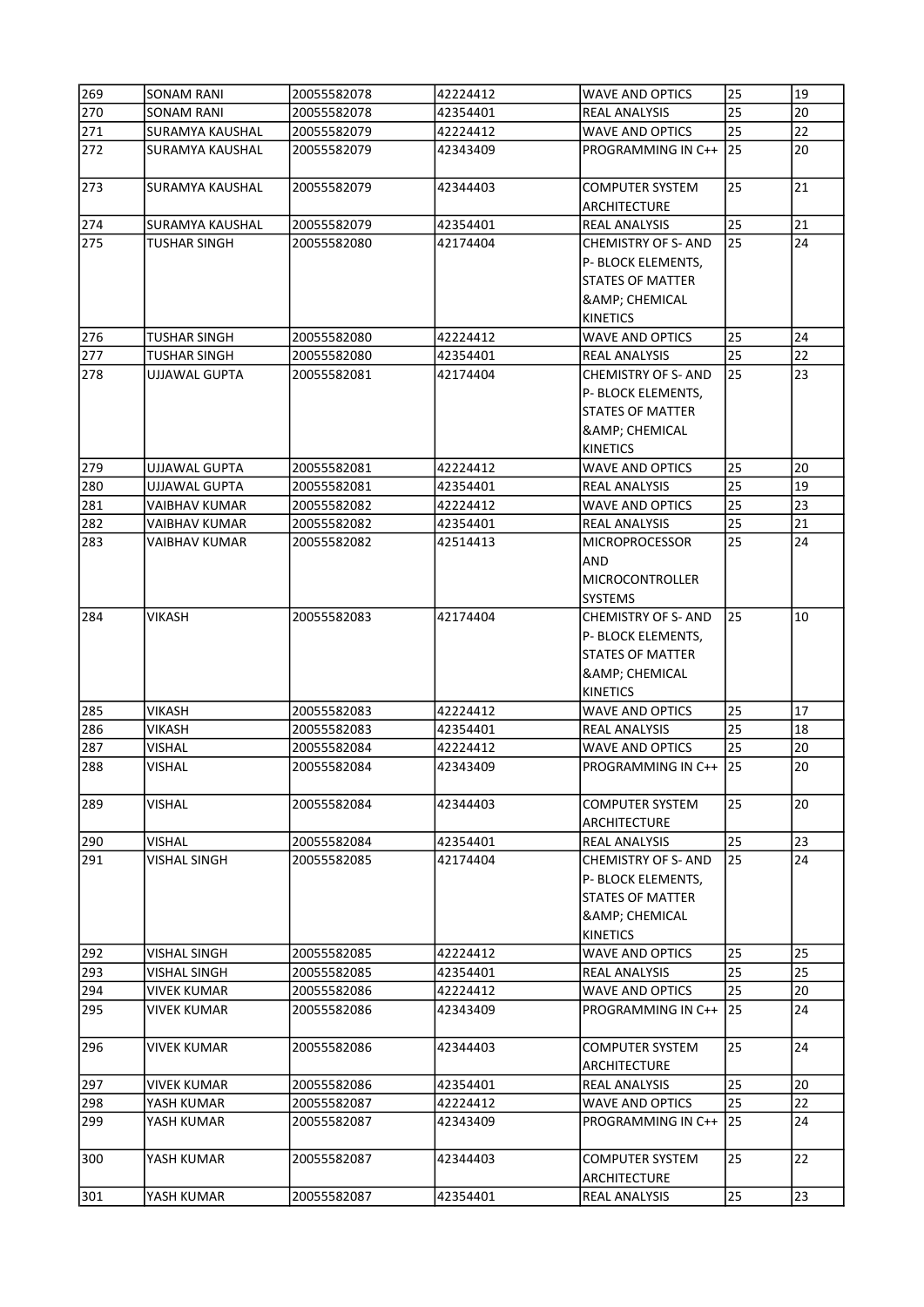| 269 | SONAM RANI | 20055582078 | 42224412 | WAVE AND OPTICS | 25 | 19 |
|---|---|---|---|---|---|---|
| 270 | SONAM RANI | 20055582078 | 42354401 | REAL ANALYSIS | 25 | 20 |
| 271 | SURAMYA KAUSHAL | 20055582079 | 42224412 | WAVE AND OPTICS | 25 | 22 |
| 272 | SURAMYA KAUSHAL | 20055582079 | 42343409 | PROGRAMMING IN C++ | 25 | 20 |
| 273 | SURAMYA KAUSHAL | 20055582079 | 42344403 | COMPUTER SYSTEM ARCHITECTURE | 25 | 21 |
| 274 | SURAMYA KAUSHAL | 20055582079 | 42354401 | REAL ANALYSIS | 25 | 21 |
| 275 | TUSHAR SINGH | 20055582080 | 42174404 | CHEMISTRY OF S- AND P- BLOCK ELEMENTS, STATES OF MATTER &AMP; CHEMICAL KINETICS | 25 | 24 |
| 276 | TUSHAR SINGH | 20055582080 | 42224412 | WAVE AND OPTICS | 25 | 24 |
| 277 | TUSHAR SINGH | 20055582080 | 42354401 | REAL ANALYSIS | 25 | 22 |
| 278 | UJJAWAL GUPTA | 20055582081 | 42174404 | CHEMISTRY OF S- AND P- BLOCK ELEMENTS, STATES OF MATTER &AMP; CHEMICAL KINETICS | 25 | 23 |
| 279 | UJJAWAL GUPTA | 20055582081 | 42224412 | WAVE AND OPTICS | 25 | 20 |
| 280 | UJJAWAL GUPTA | 20055582081 | 42354401 | REAL ANALYSIS | 25 | 19 |
| 281 | VAIBHAV KUMAR | 20055582082 | 42224412 | WAVE AND OPTICS | 25 | 23 |
| 282 | VAIBHAV KUMAR | 20055582082 | 42354401 | REAL ANALYSIS | 25 | 21 |
| 283 | VAIBHAV KUMAR | 20055582082 | 42514413 | MICROPROCESSOR AND MICROCONTROLLER SYSTEMS | 25 | 24 |
| 284 | VIKASH | 20055582083 | 42174404 | CHEMISTRY OF S- AND P- BLOCK ELEMENTS, STATES OF MATTER &AMP; CHEMICAL KINETICS | 25 | 10 |
| 285 | VIKASH | 20055582083 | 42224412 | WAVE AND OPTICS | 25 | 17 |
| 286 | VIKASH | 20055582083 | 42354401 | REAL ANALYSIS | 25 | 18 |
| 287 | VISHAL | 20055582084 | 42224412 | WAVE AND OPTICS | 25 | 20 |
| 288 | VISHAL | 20055582084 | 42343409 | PROGRAMMING IN C++ | 25 | 20 |
| 289 | VISHAL | 20055582084 | 42344403 | COMPUTER SYSTEM ARCHITECTURE | 25 | 20 |
| 290 | VISHAL | 20055582084 | 42354401 | REAL ANALYSIS | 25 | 23 |
| 291 | VISHAL SINGH | 20055582085 | 42174404 | CHEMISTRY OF S- AND P- BLOCK ELEMENTS, STATES OF MATTER &AMP; CHEMICAL KINETICS | 25 | 24 |
| 292 | VISHAL SINGH | 20055582085 | 42224412 | WAVE AND OPTICS | 25 | 25 |
| 293 | VISHAL SINGH | 20055582085 | 42354401 | REAL ANALYSIS | 25 | 25 |
| 294 | VIVEK KUMAR | 20055582086 | 42224412 | WAVE AND OPTICS | 25 | 20 |
| 295 | VIVEK KUMAR | 20055582086 | 42343409 | PROGRAMMING IN C++ | 25 | 24 |
| 296 | VIVEK KUMAR | 20055582086 | 42344403 | COMPUTER SYSTEM ARCHITECTURE | 25 | 24 |
| 297 | VIVEK KUMAR | 20055582086 | 42354401 | REAL ANALYSIS | 25 | 20 |
| 298 | YASH KUMAR | 20055582087 | 42224412 | WAVE AND OPTICS | 25 | 22 |
| 299 | YASH KUMAR | 20055582087 | 42343409 | PROGRAMMING IN C++ | 25 | 24 |
| 300 | YASH KUMAR | 20055582087 | 42344403 | COMPUTER SYSTEM ARCHITECTURE | 25 | 22 |
| 301 | YASH KUMAR | 20055582087 | 42354401 | REAL ANALYSIS | 25 | 23 |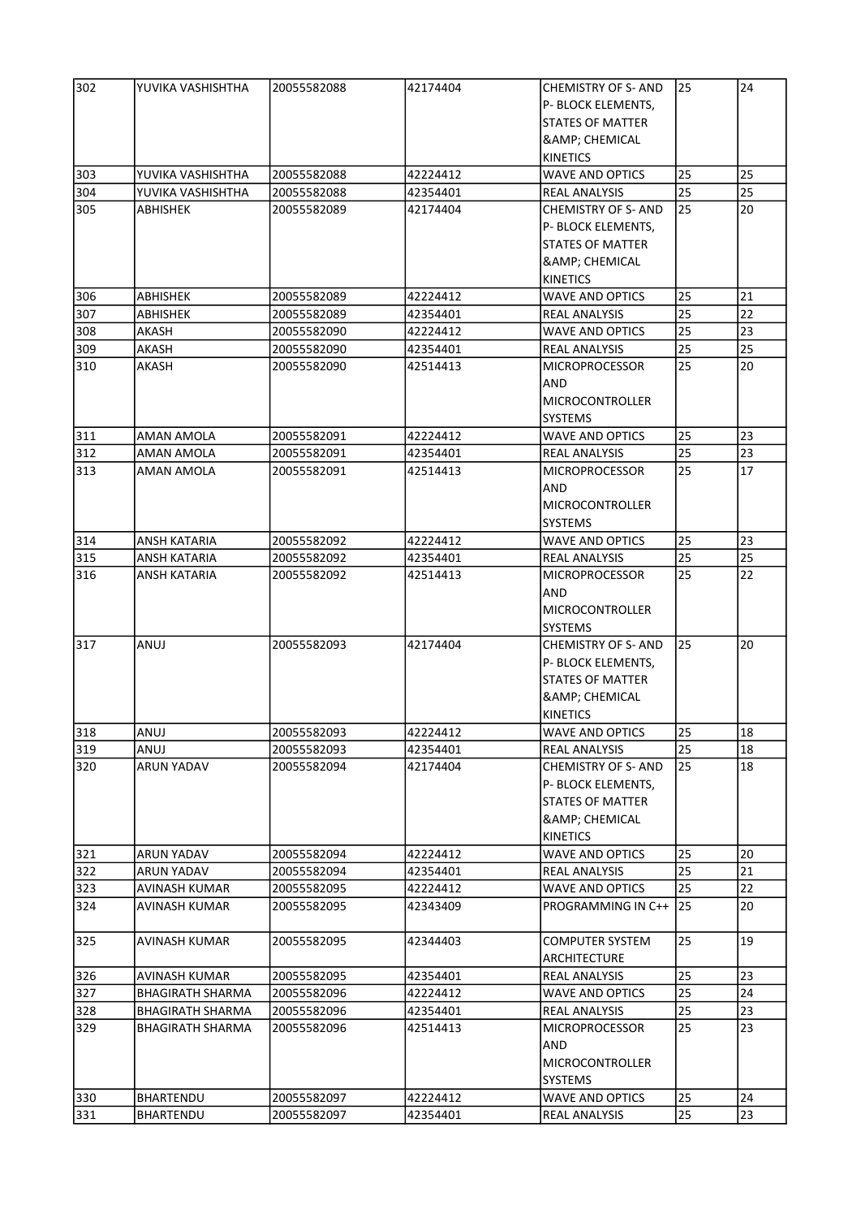| 302 | YUVIKA VASHISHTHA | 20055582088 | 42174404 | CHEMISTRY OF S- AND P- BLOCK ELEMENTS, STATES OF MATTER &AMP; CHEMICAL KINETICS | 25 | 24 |
|---|---|---|---|---|---|---|
| 303 | YUVIKA VASHISHTHA | 20055582088 | 42224412 | WAVE AND OPTICS | 25 | 25 |
| 304 | YUVIKA VASHISHTHA | 20055582088 | 42354401 | REAL ANALYSIS | 25 | 25 |
| 305 | ABHISHEK | 20055582089 | 42174404 | CHEMISTRY OF S- AND P- BLOCK ELEMENTS, STATES OF MATTER &AMP; CHEMICAL KINETICS | 25 | 20 |
| 306 | ABHISHEK | 20055582089 | 42224412 | WAVE AND OPTICS | 25 | 21 |
| 307 | ABHISHEK | 20055582089 | 42354401 | REAL ANALYSIS | 25 | 22 |
| 308 | AKASH | 20055582090 | 42224412 | WAVE AND OPTICS | 25 | 23 |
| 309 | AKASH | 20055582090 | 42354401 | REAL ANALYSIS | 25 | 25 |
| 310 | AKASH | 20055582090 | 42514413 | MICROPROCESSOR AND MICROCONTROLLER SYSTEMS | 25 | 20 |
| 311 | AMAN AMOLA | 20055582091 | 42224412 | WAVE AND OPTICS | 25 | 23 |
| 312 | AMAN AMOLA | 20055582091 | 42354401 | REAL ANALYSIS | 25 | 23 |
| 313 | AMAN AMOLA | 20055582091 | 42514413 | MICROPROCESSOR AND MICROCONTROLLER SYSTEMS | 25 | 17 |
| 314 | ANSH KATARIA | 20055582092 | 42224412 | WAVE AND OPTICS | 25 | 23 |
| 315 | ANSH KATARIA | 20055582092 | 42354401 | REAL ANALYSIS | 25 | 25 |
| 316 | ANSH KATARIA | 20055582092 | 42514413 | MICROPROCESSOR AND MICROCONTROLLER SYSTEMS | 25 | 22 |
| 317 | ANUJ | 20055582093 | 42174404 | CHEMISTRY OF S- AND P- BLOCK ELEMENTS, STATES OF MATTER &AMP; CHEMICAL KINETICS | 25 | 20 |
| 318 | ANUJ | 20055582093 | 42224412 | WAVE AND OPTICS | 25 | 18 |
| 319 | ANUJ | 20055582093 | 42354401 | REAL ANALYSIS | 25 | 18 |
| 320 | ARUN YADAV | 20055582094 | 42174404 | CHEMISTRY OF S- AND P- BLOCK ELEMENTS, STATES OF MATTER &AMP; CHEMICAL KINETICS | 25 | 18 |
| 321 | ARUN YADAV | 20055582094 | 42224412 | WAVE AND OPTICS | 25 | 20 |
| 322 | ARUN YADAV | 20055582094 | 42354401 | REAL ANALYSIS | 25 | 21 |
| 323 | AVINASH KUMAR | 20055582095 | 42224412 | WAVE AND OPTICS | 25 | 22 |
| 324 | AVINASH KUMAR | 20055582095 | 42343409 | PROGRAMMING IN C++ | 25 | 20 |
| 325 | AVINASH KUMAR | 20055582095 | 42344403 | COMPUTER SYSTEM ARCHITECTURE | 25 | 19 |
| 326 | AVINASH KUMAR | 20055582095 | 42354401 | REAL ANALYSIS | 25 | 23 |
| 327 | BHAGIRATH SHARMA | 20055582096 | 42224412 | WAVE AND OPTICS | 25 | 24 |
| 328 | BHAGIRATH SHARMA | 20055582096 | 42354401 | REAL ANALYSIS | 25 | 23 |
| 329 | BHAGIRATH SHARMA | 20055582096 | 42514413 | MICROPROCESSOR AND MICROCONTROLLER SYSTEMS | 25 | 23 |
| 330 | BHARTENDU | 20055582097 | 42224412 | WAVE AND OPTICS | 25 | 24 |
| 331 | BHARTENDU | 20055582097 | 42354401 | REAL ANALYSIS | 25 | 23 |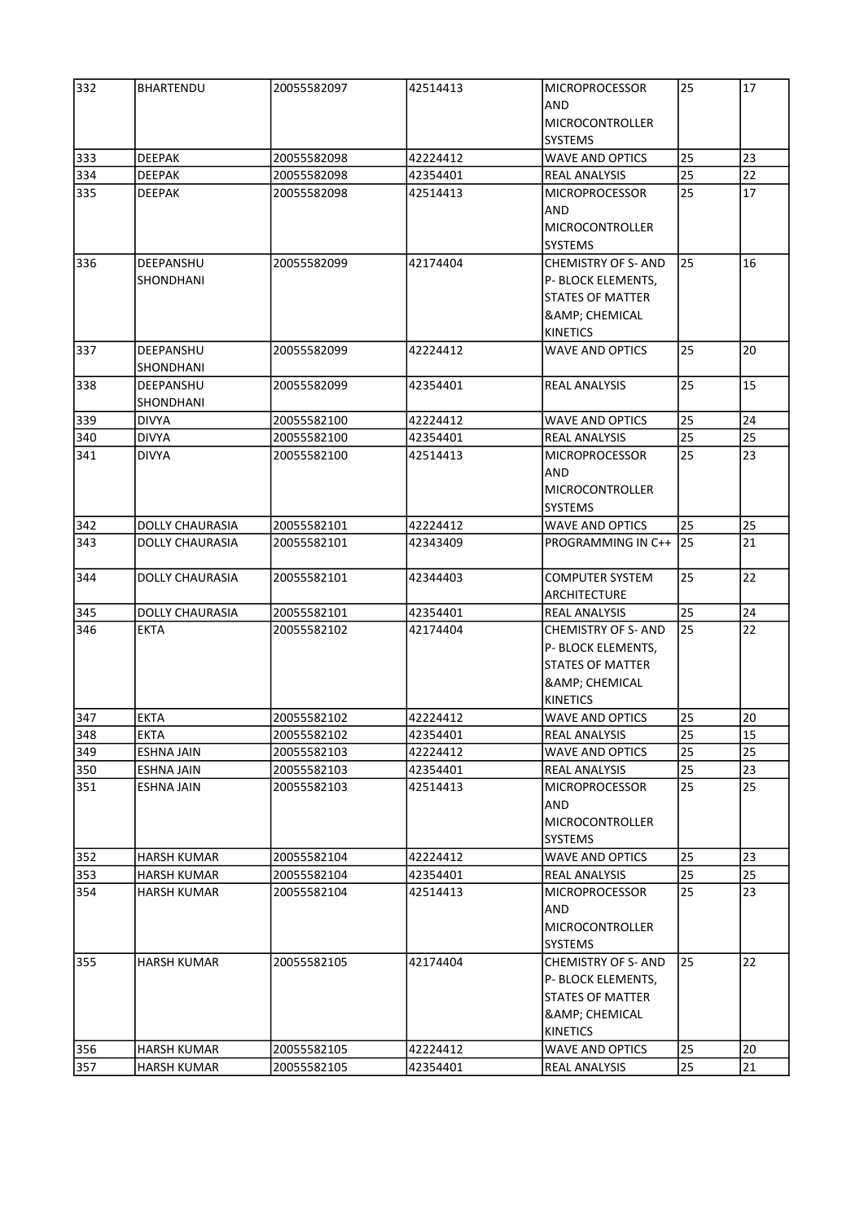| 332 | BHARTENDU | 20055582097 | 42514413 | MICROPROCESSOR AND MICROCONTROLLER SYSTEMS | 25 | 17 |
|---|---|---|---|---|---|---|
| 333 | DEEPAK | 20055582098 | 42224412 | WAVE AND OPTICS | 25 | 23 |
| 334 | DEEPAK | 20055582098 | 42354401 | REAL ANALYSIS | 25 | 22 |
| 335 | DEEPAK | 20055582098 | 42514413 | MICROPROCESSOR AND MICROCONTROLLER SYSTEMS | 25 | 17 |
| 336 | DEEPANSHU SHONDHANI | 20055582099 | 42174404 | CHEMISTRY OF S- AND P- BLOCK ELEMENTS, STATES OF MATTER &AMP; CHEMICAL KINETICS | 25 | 16 |
| 337 | DEEPANSHU SHONDHANI | 20055582099 | 42224412 | WAVE AND OPTICS | 25 | 20 |
| 338 | DEEPANSHU SHONDHANI | 20055582099 | 42354401 | REAL ANALYSIS | 25 | 15 |
| 339 | DIVYA | 20055582100 | 42224412 | WAVE AND OPTICS | 25 | 24 |
| 340 | DIVYA | 20055582100 | 42354401 | REAL ANALYSIS | 25 | 25 |
| 341 | DIVYA | 20055582100 | 42514413 | MICROPROCESSOR AND MICROCONTROLLER SYSTEMS | 25 | 23 |
| 342 | DOLLY CHAURASIA | 20055582101 | 42224412 | WAVE AND OPTICS | 25 | 25 |
| 343 | DOLLY CHAURASIA | 20055582101 | 42343409 | PROGRAMMING IN C++ | 25 | 21 |
| 344 | DOLLY CHAURASIA | 20055582101 | 42344403 | COMPUTER SYSTEM ARCHITECTURE | 25 | 22 |
| 345 | DOLLY CHAURASIA | 20055582101 | 42354401 | REAL ANALYSIS | 25 | 24 |
| 346 | EKTA | 20055582102 | 42174404 | CHEMISTRY OF S- AND P- BLOCK ELEMENTS, STATES OF MATTER &AMP; CHEMICAL KINETICS | 25 | 22 |
| 347 | EKTA | 20055582102 | 42224412 | WAVE AND OPTICS | 25 | 20 |
| 348 | EKTA | 20055582102 | 42354401 | REAL ANALYSIS | 25 | 15 |
| 349 | ESHNA JAIN | 20055582103 | 42224412 | WAVE AND OPTICS | 25 | 25 |
| 350 | ESHNA JAIN | 20055582103 | 42354401 | REAL ANALYSIS | 25 | 23 |
| 351 | ESHNA JAIN | 20055582103 | 42514413 | MICROPROCESSOR AND MICROCONTROLLER SYSTEMS | 25 | 25 |
| 352 | HARSH KUMAR | 20055582104 | 42224412 | WAVE AND OPTICS | 25 | 23 |
| 353 | HARSH KUMAR | 20055582104 | 42354401 | REAL ANALYSIS | 25 | 25 |
| 354 | HARSH KUMAR | 20055582104 | 42514413 | MICROPROCESSOR AND MICROCONTROLLER SYSTEMS | 25 | 23 |
| 355 | HARSH KUMAR | 20055582105 | 42174404 | CHEMISTRY OF S- AND P- BLOCK ELEMENTS, STATES OF MATTER &AMP; CHEMICAL KINETICS | 25 | 22 |
| 356 | HARSH KUMAR | 20055582105 | 42224412 | WAVE AND OPTICS | 25 | 20 |
| 357 | HARSH KUMAR | 20055582105 | 42354401 | REAL ANALYSIS | 25 | 21 |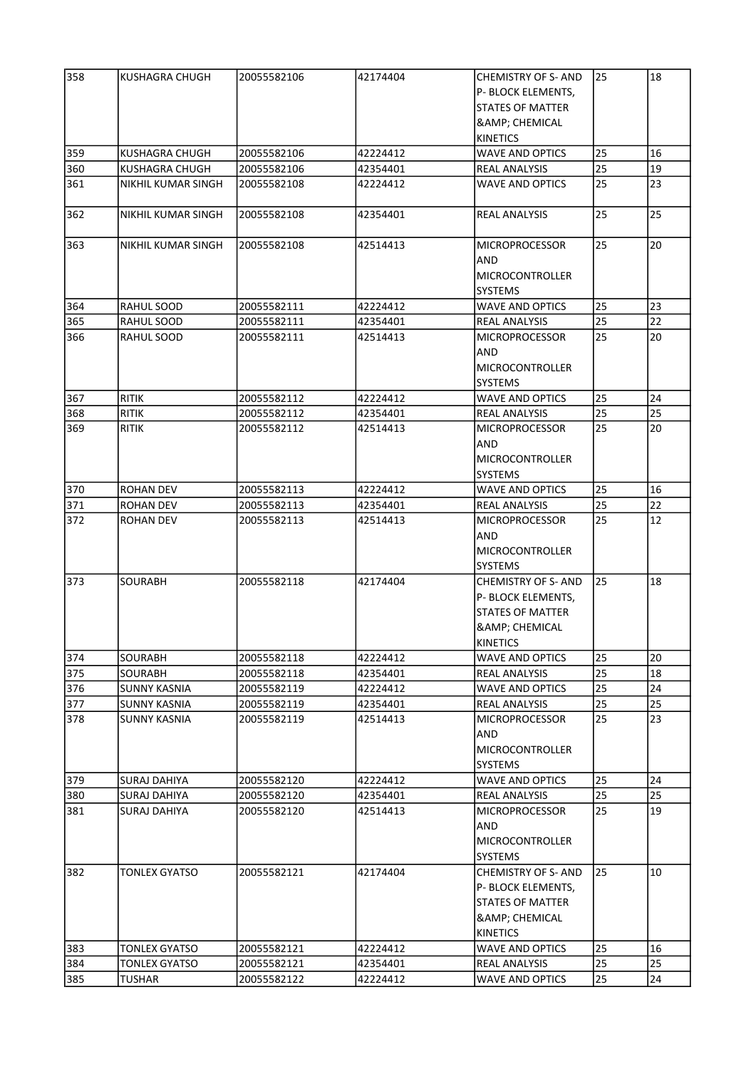| 358 | KUSHAGRA CHUGH | 20055582106 | 42174404 | CHEMISTRY OF S- AND P- BLOCK ELEMENTS, STATES OF MATTER &AMP; CHEMICAL KINETICS | 25 | 18 |
|---|---|---|---|---|---|---|
| 359 | KUSHAGRA CHUGH | 20055582106 | 42224412 | WAVE AND OPTICS | 25 | 16 |
| 360 | KUSHAGRA CHUGH | 20055582106 | 42354401 | REAL ANALYSIS | 25 | 19 |
| 361 | NIKHIL KUMAR SINGH | 20055582108 | 42224412 | WAVE AND OPTICS | 25 | 23 |
| 362 | NIKHIL KUMAR SINGH | 20055582108 | 42354401 | REAL ANALYSIS | 25 | 25 |
| 363 | NIKHIL KUMAR SINGH | 20055582108 | 42514413 | MICROPROCESSOR AND MICROCONTROLLER SYSTEMS | 25 | 20 |
| 364 | RAHUL SOOD | 20055582111 | 42224412 | WAVE AND OPTICS | 25 | 23 |
| 365 | RAHUL SOOD | 20055582111 | 42354401 | REAL ANALYSIS | 25 | 22 |
| 366 | RAHUL SOOD | 20055582111 | 42514413 | MICROPROCESSOR AND MICROCONTROLLER SYSTEMS | 25 | 20 |
| 367 | RITIK | 20055582112 | 42224412 | WAVE AND OPTICS | 25 | 24 |
| 368 | RITIK | 20055582112 | 42354401 | REAL ANALYSIS | 25 | 25 |
| 369 | RITIK | 20055582112 | 42514413 | MICROPROCESSOR AND MICROCONTROLLER SYSTEMS | 25 | 20 |
| 370 | ROHAN DEV | 20055582113 | 42224412 | WAVE AND OPTICS | 25 | 16 |
| 371 | ROHAN DEV | 20055582113 | 42354401 | REAL ANALYSIS | 25 | 22 |
| 372 | ROHAN DEV | 20055582113 | 42514413 | MICROPROCESSOR AND MICROCONTROLLER SYSTEMS | 25 | 12 |
| 373 | SOURABH | 20055582118 | 42174404 | CHEMISTRY OF S- AND P- BLOCK ELEMENTS, STATES OF MATTER &AMP; CHEMICAL KINETICS | 25 | 18 |
| 374 | SOURABH | 20055582118 | 42224412 | WAVE AND OPTICS | 25 | 20 |
| 375 | SOURABH | 20055582118 | 42354401 | REAL ANALYSIS | 25 | 18 |
| 376 | SUNNY KASNIA | 20055582119 | 42224412 | WAVE AND OPTICS | 25 | 24 |
| 377 | SUNNY KASNIA | 20055582119 | 42354401 | REAL ANALYSIS | 25 | 25 |
| 378 | SUNNY KASNIA | 20055582119 | 42514413 | MICROPROCESSOR AND MICROCONTROLLER SYSTEMS | 25 | 23 |
| 379 | SURAJ DAHIYA | 20055582120 | 42224412 | WAVE AND OPTICS | 25 | 24 |
| 380 | SURAJ DAHIYA | 20055582120 | 42354401 | REAL ANALYSIS | 25 | 25 |
| 381 | SURAJ DAHIYA | 20055582120 | 42514413 | MICROPROCESSOR AND MICROCONTROLLER SYSTEMS | 25 | 19 |
| 382 | TONLEX GYATSO | 20055582121 | 42174404 | CHEMISTRY OF S- AND P- BLOCK ELEMENTS, STATES OF MATTER &AMP; CHEMICAL KINETICS | 25 | 10 |
| 383 | TONLEX GYATSO | 20055582121 | 42224412 | WAVE AND OPTICS | 25 | 16 |
| 384 | TONLEX GYATSO | 20055582121 | 42354401 | REAL ANALYSIS | 25 | 25 |
| 385 | TUSHAR | 20055582122 | 42224412 | WAVE AND OPTICS | 25 | 24 |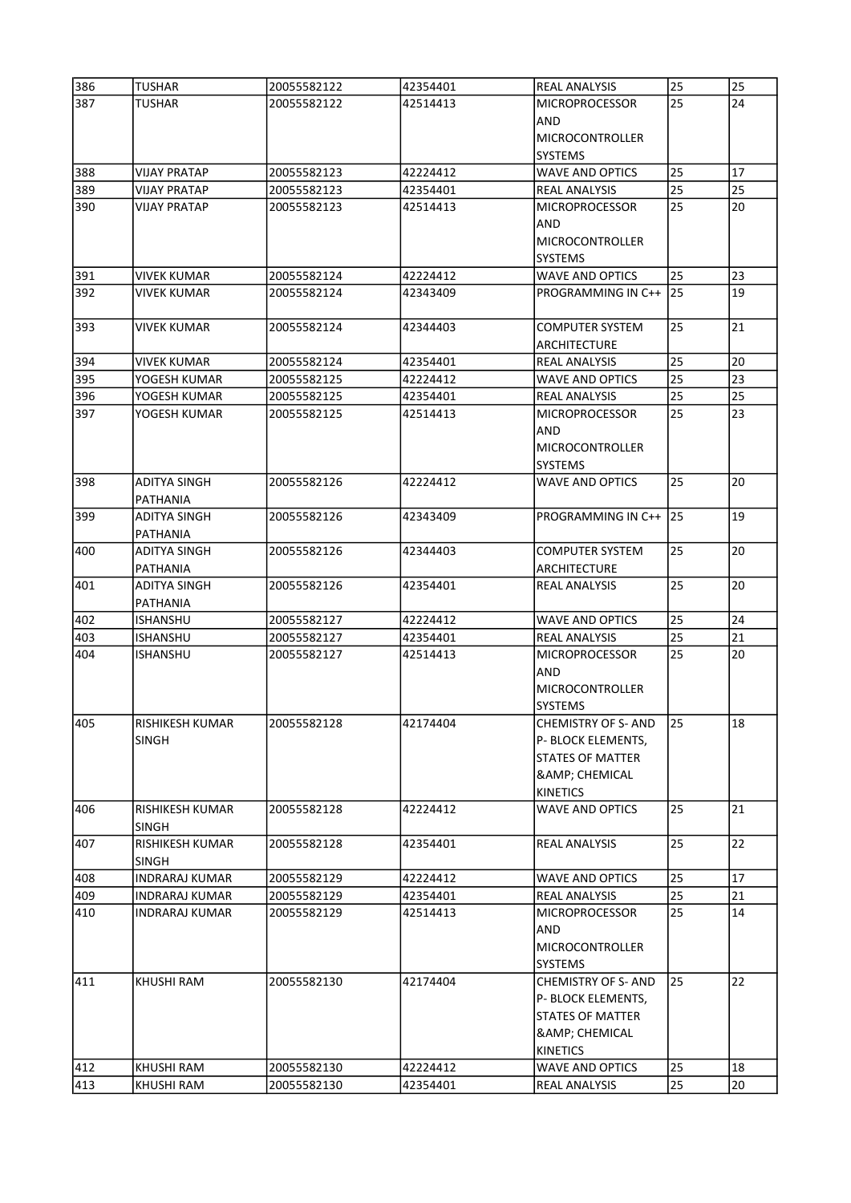| | | | | | | |
|---|---|---|---|---|---|---|
| 386 | TUSHAR | 20055582122 | 42354401 | REAL ANALYSIS | 25 | 25 |
| 387 | TUSHAR | 20055582122 | 42514413 | MICROPROCESSOR AND MICROCONTROLLER SYSTEMS | 25 | 24 |
| 388 | VIJAY PRATAP | 20055582123 | 42224412 | WAVE AND OPTICS | 25 | 17 |
| 389 | VIJAY PRATAP | 20055582123 | 42354401 | REAL ANALYSIS | 25 | 25 |
| 390 | VIJAY PRATAP | 20055582123 | 42514413 | MICROPROCESSOR AND MICROCONTROLLER SYSTEMS | 25 | 20 |
| 391 | VIVEK KUMAR | 20055582124 | 42224412 | WAVE AND OPTICS | 25 | 23 |
| 392 | VIVEK KUMAR | 20055582124 | 42343409 | PROGRAMMING IN C++ | 25 | 19 |
| 393 | VIVEK KUMAR | 20055582124 | 42344403 | COMPUTER SYSTEM ARCHITECTURE | 25 | 21 |
| 394 | VIVEK KUMAR | 20055582124 | 42354401 | REAL ANALYSIS | 25 | 20 |
| 395 | YOGESH KUMAR | 20055582125 | 42224412 | WAVE AND OPTICS | 25 | 23 |
| 396 | YOGESH KUMAR | 20055582125 | 42354401 | REAL ANALYSIS | 25 | 25 |
| 397 | YOGESH KUMAR | 20055582125 | 42514413 | MICROPROCESSOR AND MICROCONTROLLER SYSTEMS | 25 | 23 |
| 398 | ADITYA SINGH PATHANIA | 20055582126 | 42224412 | WAVE AND OPTICS | 25 | 20 |
| 399 | ADITYA SINGH PATHANIA | 20055582126 | 42343409 | PROGRAMMING IN C++ | 25 | 19 |
| 400 | ADITYA SINGH PATHANIA | 20055582126 | 42344403 | COMPUTER SYSTEM ARCHITECTURE | 25 | 20 |
| 401 | ADITYA SINGH PATHANIA | 20055582126 | 42354401 | REAL ANALYSIS | 25 | 20 |
| 402 | ISHANSHU | 20055582127 | 42224412 | WAVE AND OPTICS | 25 | 24 |
| 403 | ISHANSHU | 20055582127 | 42354401 | REAL ANALYSIS | 25 | 21 |
| 404 | ISHANSHU | 20055582127 | 42514413 | MICROPROCESSOR AND MICROCONTROLLER SYSTEMS | 25 | 20 |
| 405 | RISHIKESH KUMAR SINGH | 20055582128 | 42174404 | CHEMISTRY OF S- AND P- BLOCK ELEMENTS, STATES OF MATTER &AMP; CHEMICAL KINETICS | 25 | 18 |
| 406 | RISHIKESH KUMAR SINGH | 20055582128 | 42224412 | WAVE AND OPTICS | 25 | 21 |
| 407 | RISHIKESH KUMAR SINGH | 20055582128 | 42354401 | REAL ANALYSIS | 25 | 22 |
| 408 | INDRARAJ KUMAR | 20055582129 | 42224412 | WAVE AND OPTICS | 25 | 17 |
| 409 | INDRARAJ KUMAR | 20055582129 | 42354401 | REAL ANALYSIS | 25 | 21 |
| 410 | INDRARAJ KUMAR | 20055582129 | 42514413 | MICROPROCESSOR AND MICROCONTROLLER SYSTEMS | 25 | 14 |
| 411 | KHUSHI RAM | 20055582130 | 42174404 | CHEMISTRY OF S- AND P- BLOCK ELEMENTS, STATES OF MATTER &AMP; CHEMICAL KINETICS | 25 | 22 |
| 412 | KHUSHI RAM | 20055582130 | 42224412 | WAVE AND OPTICS | 25 | 18 |
| 413 | KHUSHI RAM | 20055582130 | 42354401 | REAL ANALYSIS | 25 | 20 |